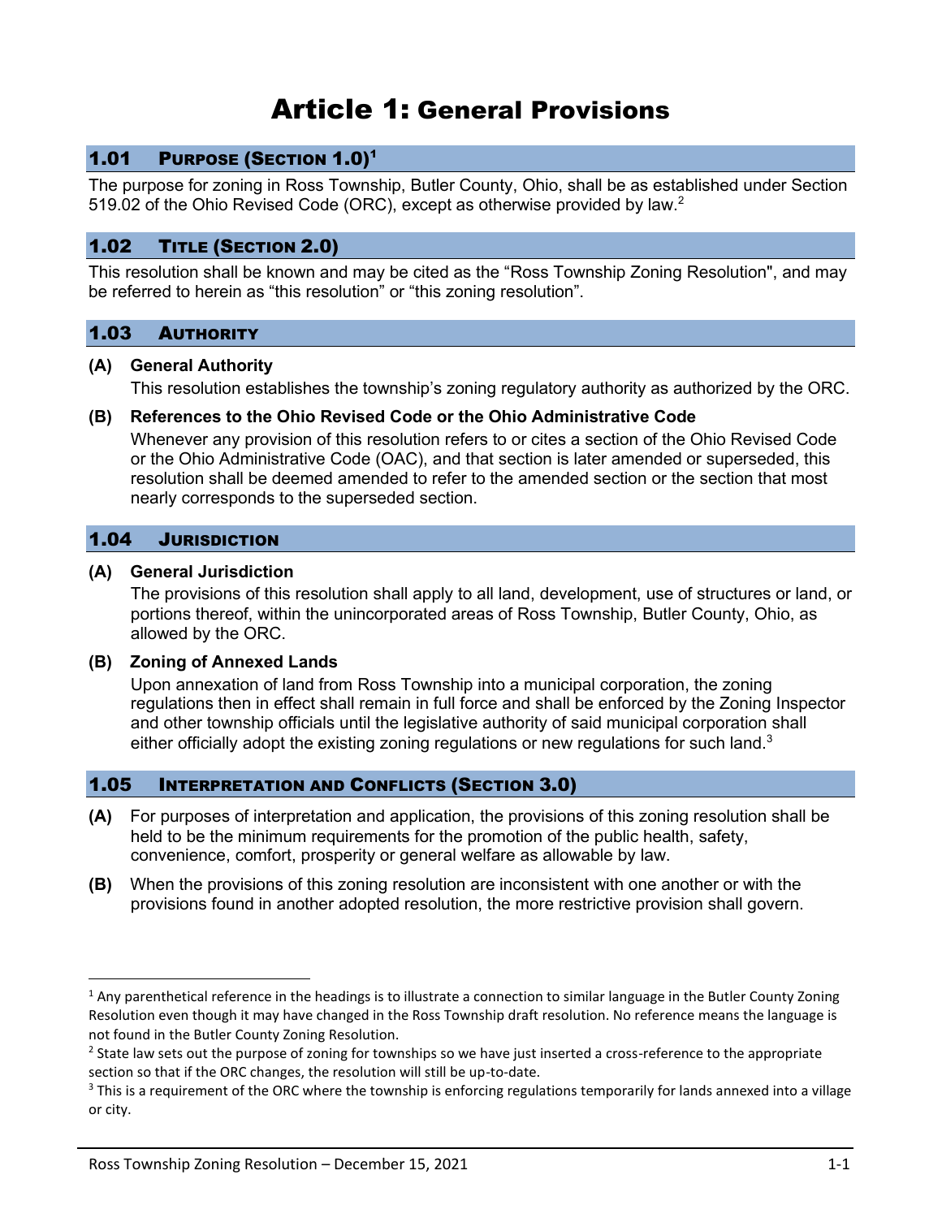# Article 1: General Provisions

## 1.01 Purpose (Section 1.0)[1]

The purpose for zoning in Ross Township, Butler County, Ohio, shall be as established under Section 519.02 of the Ohio Revised Code (ORC), except as otherwise provided by law.[2]

## 1.02 Title (Section 2.0)

This resolution shall be known and may be cited as the "Ross Township Zoning Resolution", and may be referred to herein as "this resolution" or "this zoning resolution".

## 1.03 Authority

**(A) General Authority**

This resolution establishes the township's zoning regulatory authority as authorized by the ORC.

**(B) References to the Ohio Revised Code or the Ohio Administrative Code**

Whenever any provision of this resolution refers to or cites a section of the Ohio Revised Code or the Ohio Administrative Code (OAC), and that section is later amended or superseded, this resolution shall be deemed amended to refer to the amended section or the section that most nearly corresponds to the superseded section.

## 1.04 Jurisdiction

**(A) General Jurisdiction**

The provisions of this resolution shall apply to all land, development, use of structures or land, or portions thereof, within the unincorporated areas of Ross Township, Butler County, Ohio, as allowed by the ORC.

**(B) Zoning of Annexed Lands**

Upon annexation of land from Ross Township into a municipal corporation, the zoning regulations then in effect shall remain in full force and shall be enforced by the Zoning Inspector and other township officials until the legislative authority of said municipal corporation shall either officially adopt the existing zoning regulations or new regulations for such land.[3]

## 1.05 Interpretation and Conflicts (Section 3.0)

**(A)** For purposes of interpretation and application, the provisions of this zoning resolution shall be held to be the minimum requirements for the promotion of the public health, safety, convenience, comfort, prosperity or general welfare as allowable by law.

**(B)** When the provisions of this zoning resolution are inconsistent with one another or with the provisions found in another adopted resolution, the more restrictive provision shall govern.

---

[1] Any parenthetical reference in the headings is to illustrate a connection to similar language in the Butler County Zoning Resolution even though it may have changed in the Ross Township draft resolution. No reference means the language is not found in the Butler County Zoning Resolution.

[2] State law sets out the purpose of zoning for townships so we have just inserted a cross-reference to the appropriate section so that if the ORC changes, the resolution will still be up-to-date.

[3] This is a requirement of the ORC where the township is enforcing regulations temporarily for lands annexed into a village or city.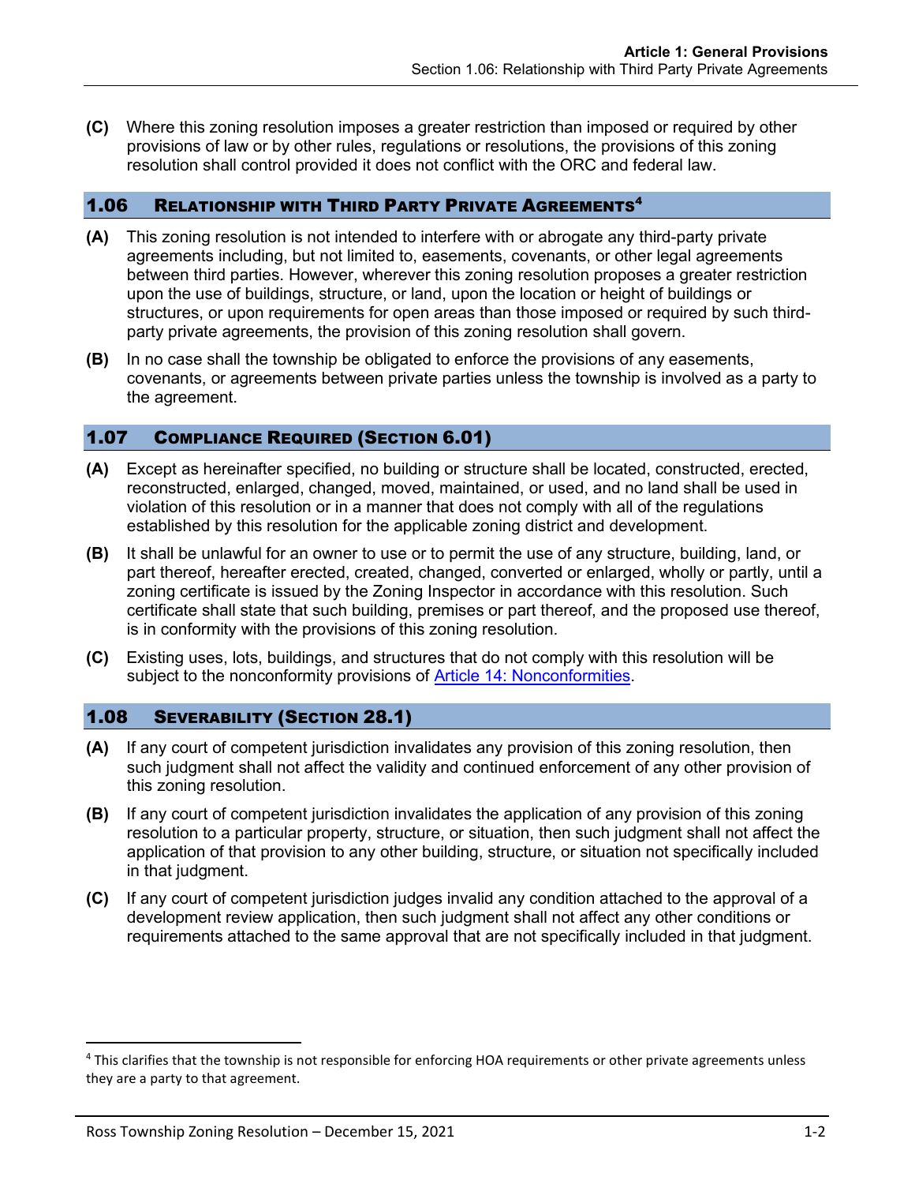**(C)** Where this zoning resolution imposes a greater restriction than imposed or required by other provisions of law or by other rules, regulations or resolutions, the provisions of this zoning resolution shall control provided it does not conflict with the ORC and federal law.

## 1.06 Relationship with Third Party Private Agreements[4]

**(A)** This zoning resolution is not intended to interfere with or abrogate any third-party private agreements including, but not limited to, easements, covenants, or other legal agreements between third parties. However, wherever this zoning resolution proposes a greater restriction upon the use of buildings, structure, or land, upon the location or height of buildings or structures, or upon requirements for open areas than those imposed or required by such third-party private agreements, the provision of this zoning resolution shall govern.

**(B)** In no case shall the township be obligated to enforce the provisions of any easements, covenants, or agreements between private parties unless the township is involved as a party to the agreement.

## 1.07 Compliance Required (Section 6.01)

**(A)** Except as hereinafter specified, no building or structure shall be located, constructed, erected, reconstructed, enlarged, changed, moved, maintained, or used, and no land shall be used in violation of this resolution or in a manner that does not comply with all of the regulations established by this resolution for the applicable zoning district and development.

**(B)** It shall be unlawful for an owner to use or to permit the use of any structure, building, land, or part thereof, hereafter erected, created, changed, converted or enlarged, wholly or partly, until a zoning certificate is issued by the Zoning Inspector in accordance with this resolution. Such certificate shall state that such building, premises or part thereof, and the proposed use thereof, is in conformity with the provisions of this zoning resolution.

**(C)** Existing uses, lots, buildings, and structures that do not comply with this resolution will be subject to the nonconformity provisions of Article 14: Nonconformities.

## 1.08 Severability (Section 28.1)

**(A)** If any court of competent jurisdiction invalidates any provision of this zoning resolution, then such judgment shall not affect the validity and continued enforcement of any other provision of this zoning resolution.

**(B)** If any court of competent jurisdiction invalidates the application of any provision of this zoning resolution to a particular property, structure, or situation, then such judgment shall not affect the application of that provision to any other building, structure, or situation not specifically included in that judgment.

**(C)** If any court of competent jurisdiction judges invalid any condition attached to the approval of a development review application, then such judgment shall not affect any other conditions or requirements attached to the same approval that are not specifically included in that judgment.

---

[4] This clarifies that the township is not responsible for enforcing HOA requirements or other private agreements unless they are a party to that agreement.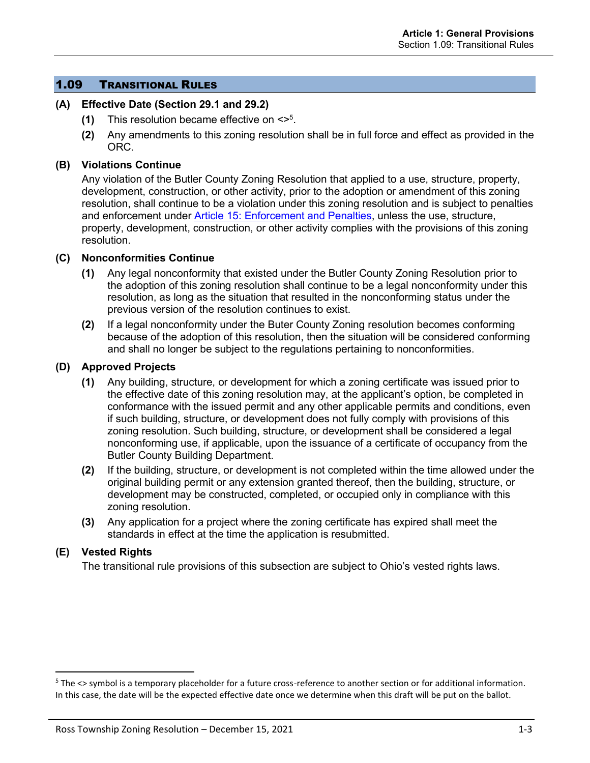## 1.09 Transitional Rules

### (A) Effective Date (Section 29.1 and 29.2)

**(1)** This resolution became effective on <>[5].

**(2)** Any amendments to this zoning resolution shall be in full force and effect as provided in the ORC.

### (B) Violations Continue

Any violation of the Butler County Zoning Resolution that applied to a use, structure, property, development, construction, or other activity, prior to the adoption or amendment of this zoning resolution, shall continue to be a violation under this zoning resolution and is subject to penalties and enforcement under Article 15: Enforcement and Penalties, unless the use, structure, property, development, construction, or other activity complies with the provisions of this zoning resolution.

### (C) Nonconformities Continue

**(1)** Any legal nonconformity that existed under the Butler County Zoning Resolution prior to the adoption of this zoning resolution shall continue to be a legal nonconformity under this resolution, as long as the situation that resulted in the nonconforming status under the previous version of the resolution continues to exist.

**(2)** If a legal nonconformity under the Buter County Zoning resolution becomes conforming because of the adoption of this resolution, then the situation will be considered conforming and shall no longer be subject to the regulations pertaining to nonconformities.

### (D) Approved Projects

**(1)** Any building, structure, or development for which a zoning certificate was issued prior to the effective date of this zoning resolution may, at the applicant's option, be completed in conformance with the issued permit and any other applicable permits and conditions, even if such building, structure, or development does not fully comply with provisions of this zoning resolution. Such building, structure, or development shall be considered a legal nonconforming use, if applicable, upon the issuance of a certificate of occupancy from the Butler County Building Department.

**(2)** If the building, structure, or development is not completed within the time allowed under the original building permit or any extension granted thereof, then the building, structure, or development may be constructed, completed, or occupied only in compliance with this zoning resolution.

**(3)** Any application for a project where the zoning certificate has expired shall meet the standards in effect at the time the application is resubmitted.

### (E) Vested Rights

The transitional rule provisions of this subsection are subject to Ohio's vested rights laws.

---

[5] The <> symbol is a temporary placeholder for a future cross-reference to another section or for additional information. In this case, the date will be the expected effective date once we determine when this draft will be put on the ballot.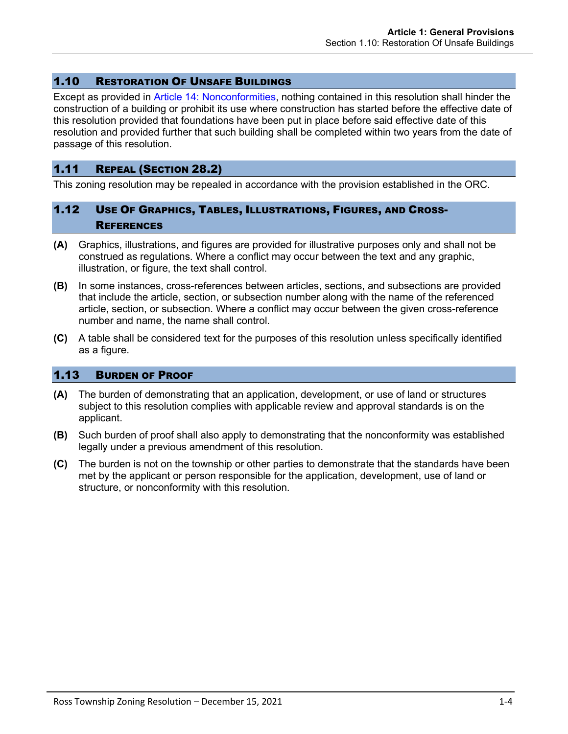## 1.10 Restoration Of Unsafe Buildings

Except as provided in Article 14: Nonconformities, nothing contained in this resolution shall hinder the construction of a building or prohibit its use where construction has started before the effective date of this resolution provided that foundations have been put in place before said effective date of this resolution and provided further that such building shall be completed within two years from the date of passage of this resolution.

## 1.11 Repeal (Section 28.2)

This zoning resolution may be repealed in accordance with the provision established in the ORC.

## 1.12 Use Of Graphics, Tables, Illustrations, Figures, and Cross-References

**(A)** Graphics, illustrations, and figures are provided for illustrative purposes only and shall not be construed as regulations. Where a conflict may occur between the text and any graphic, illustration, or figure, the text shall control.

**(B)** In some instances, cross-references between articles, sections, and subsections are provided that include the article, section, or subsection number along with the name of the referenced article, section, or subsection. Where a conflict may occur between the given cross-reference number and name, the name shall control.

**(C)** A table shall be considered text for the purposes of this resolution unless specifically identified as a figure.

## 1.13 Burden of Proof

**(A)** The burden of demonstrating that an application, development, or use of land or structures subject to this resolution complies with applicable review and approval standards is on the applicant.

**(B)** Such burden of proof shall also apply to demonstrating that the nonconformity was established legally under a previous amendment of this resolution.

**(C)** The burden is not on the township or other parties to demonstrate that the standards have been met by the applicant or person responsible for the application, development, use of land or structure, or nonconformity with this resolution.